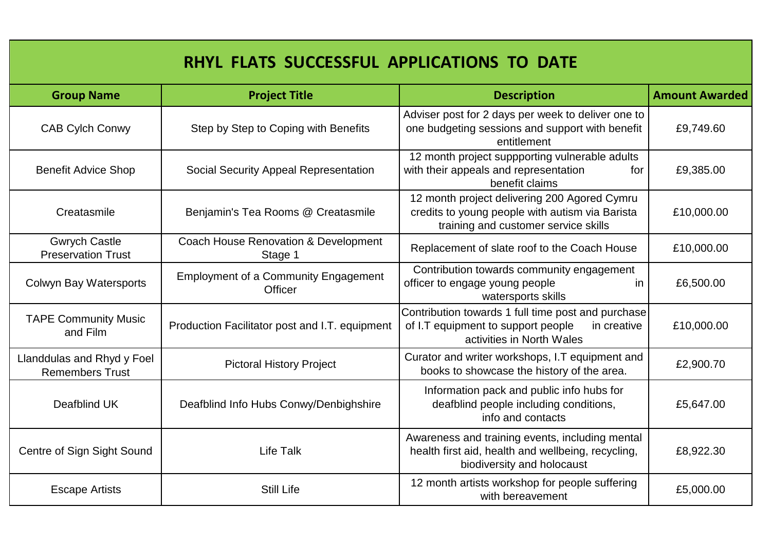# RHYL FLATS SUCCESSFUL APPLICATIONS TO DATE

| Group Name | Project Title | Description | Amount Awarded |
|---|---|---|---|
| CAB Cylch Conwy | Step by Step to Coping with Benefits | Adviser post for 2 days per week to deliver one to one budgeting sessions and support with benefit entitlement | £9,749.60 |
| Benefit Advice Shop | Social Security Appeal Representation | 12 month project suppporting vulnerable adults with their appeals and representation for benefit claims | £9,385.00 |
| Createasmile | Benjamin's Tea Rooms @ Creatasmile | 12 month project delivering 200 Agored Cymru credits to young people with autism via Barista training and customer service skills | £10,000.00 |
| Gwrych Castle Preservation Trust | Coach House Renovation & Development Stage 1 | Replacement of slate roof to the Coach House | £10,000.00 |
| Colwyn Bay Watersports | Employment of a Community Engagement Officer | Contribution towards community engagement officer to engage young people in watersports skills | £6,500.00 |
| TAPE Community Music and Film | Production Facilitator post and I.T. equipment | Contribution towards 1 full time post and purchase of I.T equipment to support people in creative activities in North Wales | £10,000.00 |
| Llanddulas and Rhyd y Foel Remembers Trust | Pictoral History Project | Curator and writer workshops, I.T equipment and books to showcase the history of the area. | £2,900.70 |
| Deafblind UK | Deafblind Info Hubs Conwy/Denbighshire | Information pack and public info hubs for deafblind people including conditions, info and contacts | £5,647.00 |
| Centre of Sign Sight Sound | Life Talk | Awareness and training events, including mental health first aid, health and wellbeing, recycling, biodiversity and holocaust | £8,922.30 |
| Escape Artists | Still Life | 12 month artists workshop for people suffering with bereavement | £5,000.00 |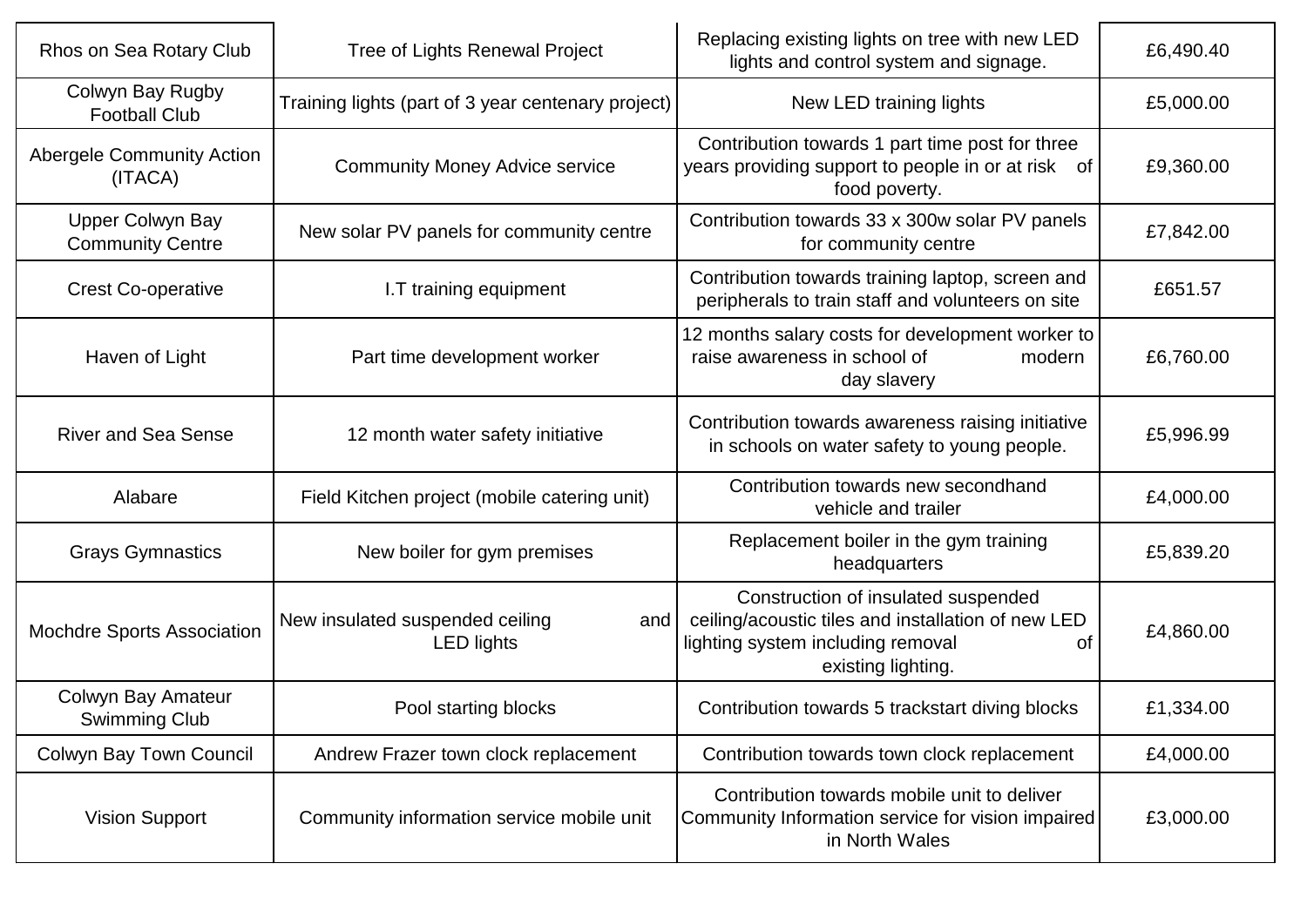| | | | |
|---|---|---|---|
| Rhos on Sea Rotary Club | Tree of Lights Renewal Project | Replacing existing lights on tree with new LED lights and control system and signage. | £6,490.40 |
| Colwyn Bay Rugby Football Club | Training lights (part of 3 year centenary project) | New LED training lights | £5,000.00 |
| Abergele Community Action (ITACA) | Community Money Advice service | Contribution towards 1 part time post for three years providing support to people in or at risk of food poverty. | £9,360.00 |
| Upper Colwyn Bay Community Centre | New solar PV panels for community centre | Contribution towards 33 x 300w solar PV panels for community centre | £7,842.00 |
| Crest Co-operative | I.T training equipment | Contribution towards training laptop, screen and peripherals to train staff and volunteers on site | £651.57 |
| Haven of Light | Part time development worker | 12 months salary costs for development worker to raise awareness in school of modern day slavery | £6,760.00 |
| River and Sea Sense | 12 month water safety initiative | Contribution towards awareness raising initiative in schools on water safety to young people. | £5,996.99 |
| Alabare | Field Kitchen project (mobile catering unit) | Contribution towards new secondhand vehicle and trailer | £4,000.00 |
| Grays Gymnastics | New boiler for gym premises | Replacement boiler in the gym training headquarters | £5,839.20 |
| Mochdre Sports Association | New insulated suspended ceiling and LED lights | Construction of insulated suspended ceiling/acoustic tiles and installation of new LED lighting system including removal of existing lighting. | £4,860.00 |
| Colwyn Bay Amateur Swimming Club | Pool starting blocks | Contribution towards 5 trackstart diving blocks | £1,334.00 |
| Colwyn Bay Town Council | Andrew Frazer town clock replacement | Contribution towards town clock replacement | £4,000.00 |
| Vision Support | Community information service mobile unit | Contribution towards mobile unit to deliver Community Information service for vision impaired in North Wales | £3,000.00 |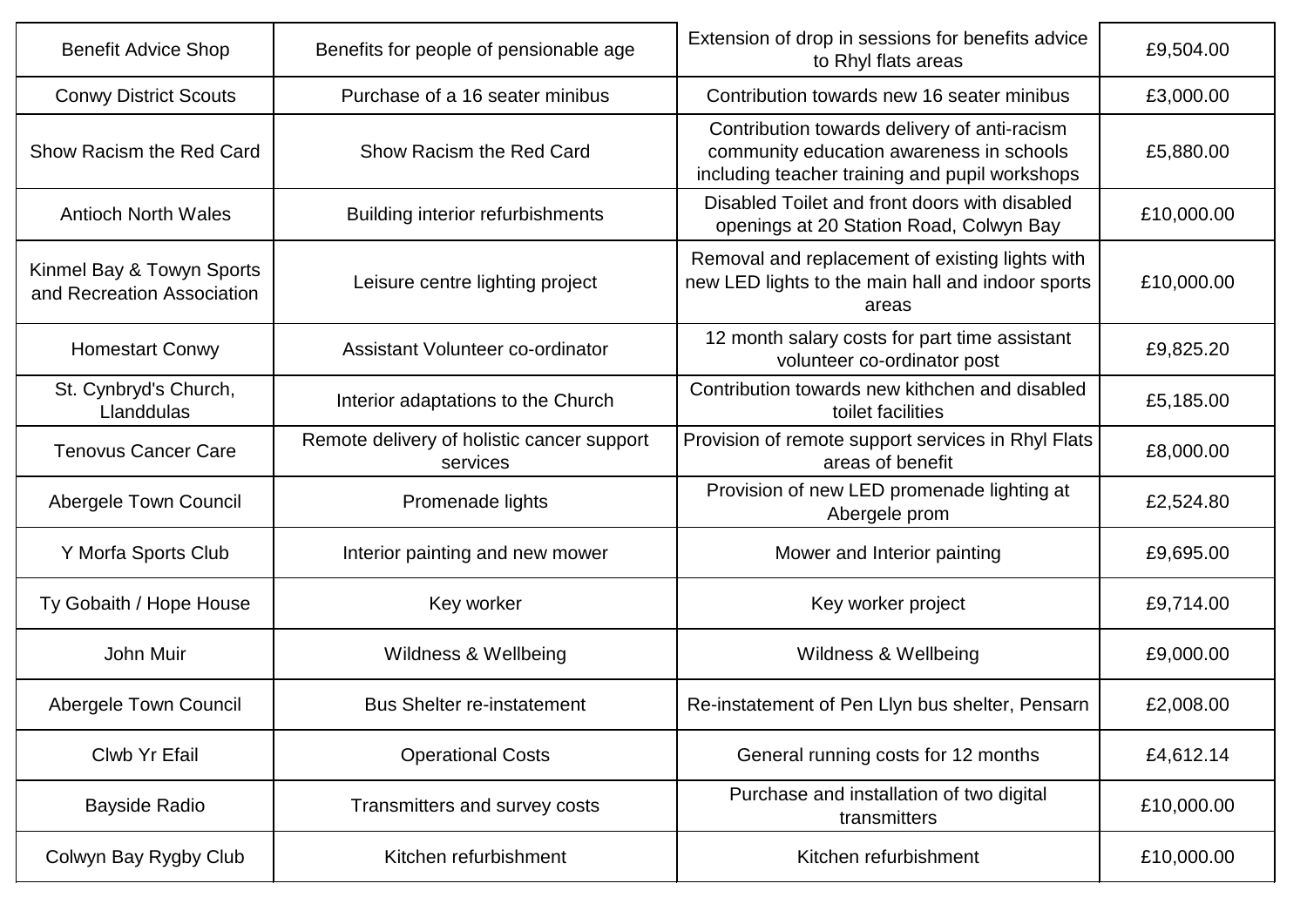| | | | |
|---|---|---|---|
| Benefit Advice Shop | Benefits for people of pensionable age | Extension of drop in sessions for benefits advice to Rhyl flats areas | £9,504.00 |
| Conwy District Scouts | Purchase of a 16 seater minibus | Contribution towards new 16 seater minibus | £3,000.00 |
| Show Racism the Red Card | Show Racism the Red Card | Contribution towards delivery of anti-racism community education awareness in schools including teacher training and pupil workshops | £5,880.00 |
| Antioch North Wales | Building interior refurbishments | Disabled Toilet and front doors with disabled openings at 20 Station Road, Colwyn Bay | £10,000.00 |
| Kinmel Bay & Towyn Sports and Recreation Association | Leisure centre lighting project | Removal and replacement of existing lights with new LED lights to the main hall and indoor sports areas | £10,000.00 |
| Homestart Conwy | Assistant Volunteer co-ordinator | 12 month salary costs for part time assistant volunteer co-ordinator post | £9,825.20 |
| St. Cynbryd's Church, Llanddulas | Interior adaptations to the Church | Contribution towards new kithchen and disabled toilet facilities | £5,185.00 |
| Tenovus Cancer Care | Remote delivery of holistic cancer support services | Provision of remote support services in Rhyl Flats areas of benefit | £8,000.00 |
| Abergele Town Council | Promenade lights | Provision of new LED promenade lighting at Abergele prom | £2,524.80 |
| Y Morfa Sports Club | Interior painting and new mower | Mower and Interior painting | £9,695.00 |
| Ty Gobaith / Hope House | Key worker | Key worker project | £9,714.00 |
| John Muir | Wildness & Wellbeing | Wildness & Wellbeing | £9,000.00 |
| Abergele Town Council | Bus Shelter re-instatement | Re-instatement of Pen Llyn bus shelter, Pensarn | £2,008.00 |
| Clwb Yr Efail | Operational Costs | General running costs for 12 months | £4,612.14 |
| Bayside Radio | Transmitters and survey costs | Purchase and installation of two digital transmitters | £10,000.00 |
| Colwyn Bay Rygby Club | Kitchen refurbishment | Kitchen refurbishment | £10,000.00 |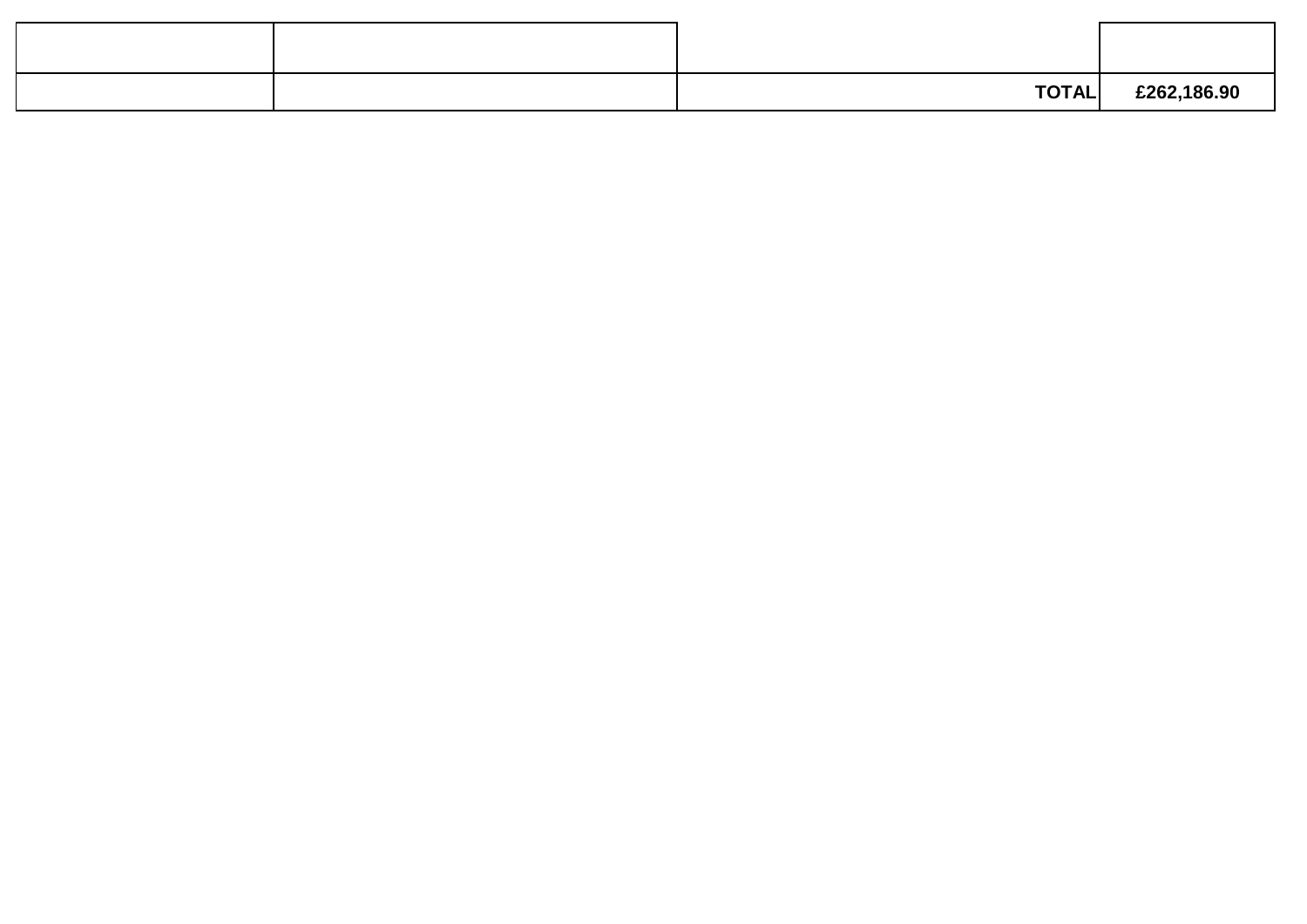| | | | |
|---|---|---|---|
| | | | |
| | | **TOTAL** | **£262,186.90** |